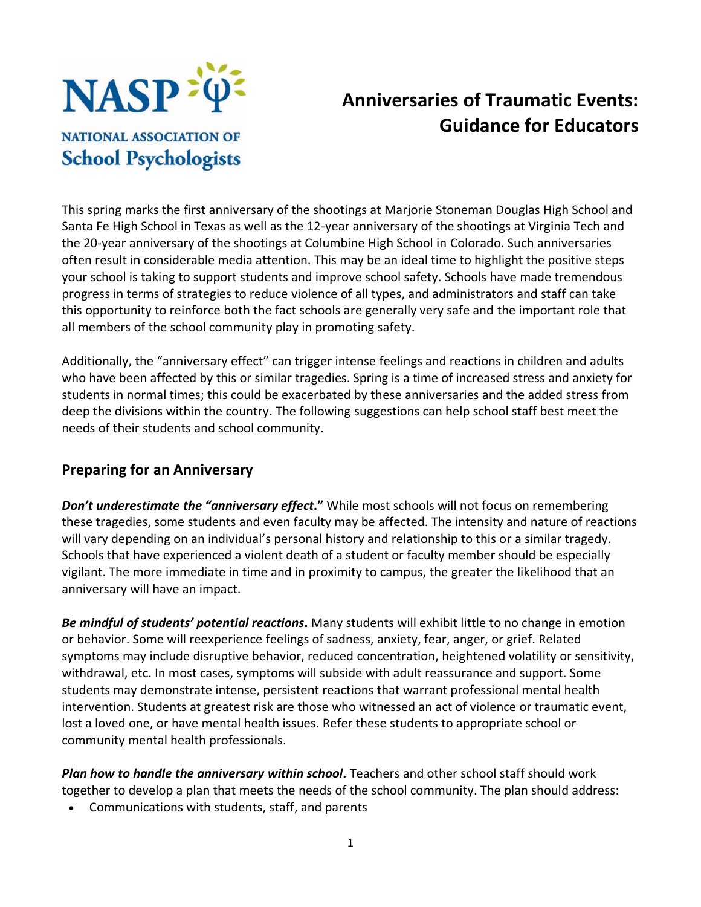NASP

NATIONAL ASSOCIATION OF School Psychologists

# Anniversaries of Traumatic Events: Guidance for Educators

This spring marks the first anniversary of the shootings at Marjorie Stoneman Douglas High School and Santa Fe High School in Texas as well as the 12-year anniversary of the shootings at Virginia Tech and the 20-year anniversary of the shootings at Columbine High School in Colorado. Such anniversaries often result in considerable media attention. This may be an ideal time to highlight the positive steps your school is taking to support students and improve school safety. Schools have made tremendous progress in terms of strategies to reduce violence of all types, and administrators and staff can take this opportunity to reinforce both the fact schools are generally very safe and the important role that all members of the school community play in promoting safety.

Additionally, the "anniversary effect" can trigger intense feelings and reactions in children and adults who have been affected by this or similar tragedies. Spring is a time of increased stress and anxiety for students in normal times; this could be exacerbated by these anniversaries and the added stress from deep the divisions within the country. The following suggestions can help school staff best meet the needs of their students and school community.

## Preparing for an Anniversary

***Don't underestimate the "anniversary effect*."** While most schools will not focus on remembering these tragedies, some students and even faculty may be affected. The intensity and nature of reactions will vary depending on an individual's personal history and relationship to this or a similar tragedy. Schools that have experienced a violent death of a student or faculty member should be especially vigilant. The more immediate in time and in proximity to campus, the greater the likelihood that an anniversary will have an impact.

***Be mindful of students' potential reactions*.** Many students will exhibit little to no change in emotion or behavior. Some will reexperience feelings of sadness, anxiety, fear, anger, or grief. Related symptoms may include disruptive behavior, reduced concentration, heightened volatility or sensitivity, withdrawal, etc. In most cases, symptoms will subside with adult reassurance and support. Some students may demonstrate intense, persistent reactions that warrant professional mental health intervention. Students at greatest risk are those who witnessed an act of violence or traumatic event, lost a loved one, or have mental health issues. Refer these students to appropriate school or community mental health professionals.

***Plan how to handle the anniversary within school*.** Teachers and other school staff should work together to develop a plan that meets the needs of the school community. The plan should address:

- Communications with students, staff, and parents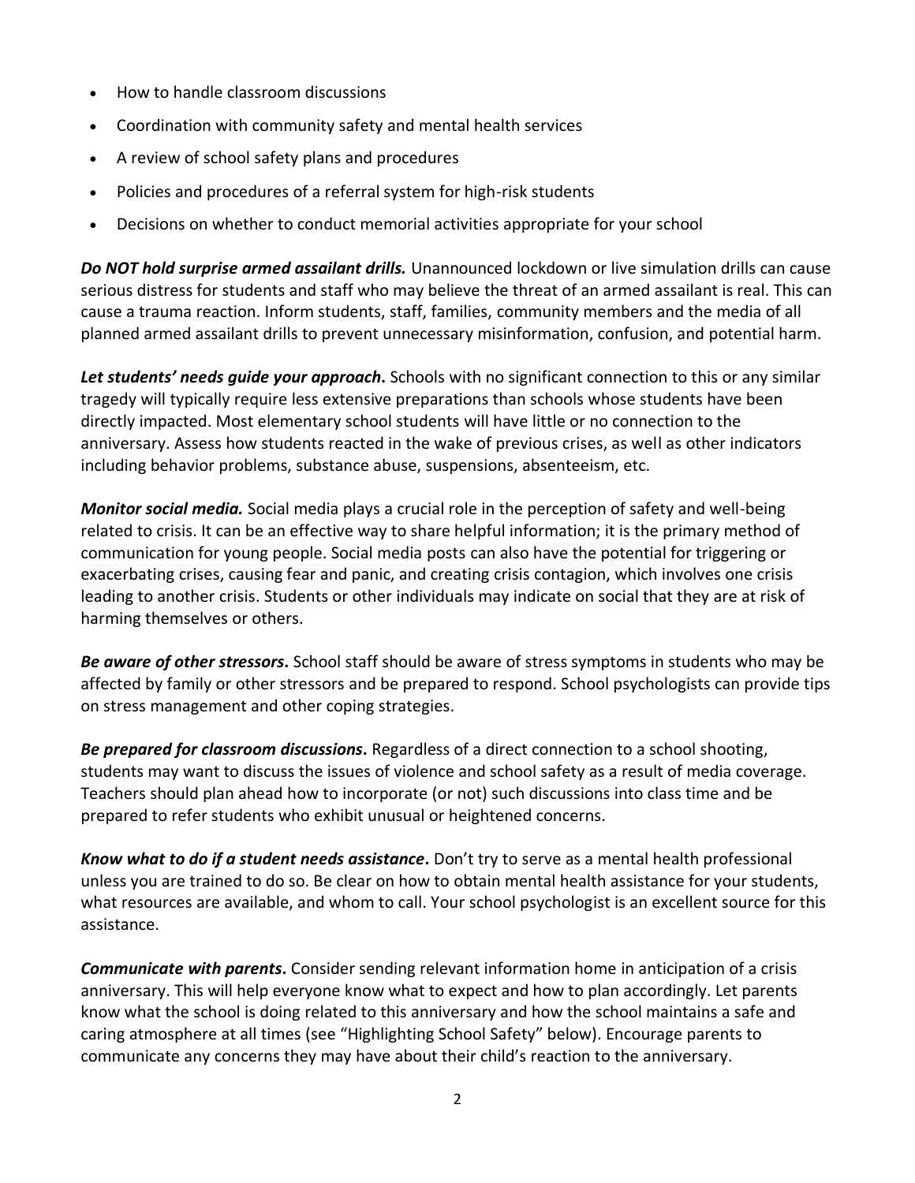- How to handle classroom discussions
- Coordination with community safety and mental health services
- A review of school safety plans and procedures
- Policies and procedures of a referral system for high-risk students
- Decisions on whether to conduct memorial activities appropriate for your school

***Do NOT hold surprise armed assailant drills.*** Unannounced lockdown or live simulation drills can cause serious distress for students and staff who may believe the threat of an armed assailant is real. This can cause a trauma reaction. Inform students, staff, families, community members and the media of all planned armed assailant drills to prevent unnecessary misinformation, confusion, and potential harm.

***Let students' needs guide your approach*****.** Schools with no significant connection to this or any similar tragedy will typically require less extensive preparations than schools whose students have been directly impacted. Most elementary school students will have little or no connection to the anniversary. Assess how students reacted in the wake of previous crises, as well as other indicators including behavior problems, substance abuse, suspensions, absenteeism, etc.

***Monitor social media.*** Social media plays a crucial role in the perception of safety and well-being related to crisis. It can be an effective way to share helpful information; it is the primary method of communication for young people. Social media posts can also have the potential for triggering or exacerbating crises, causing fear and panic, and creating crisis contagion, which involves one crisis leading to another crisis. Students or other individuals may indicate on social that they are at risk of harming themselves or others.

***Be aware of other stressors*****.** School staff should be aware of stress symptoms in students who may be affected by family or other stressors and be prepared to respond. School psychologists can provide tips on stress management and other coping strategies.

***Be prepared for classroom discussions*****.** Regardless of a direct connection to a school shooting, students may want to discuss the issues of violence and school safety as a result of media coverage. Teachers should plan ahead how to incorporate (or not) such discussions into class time and be prepared to refer students who exhibit unusual or heightened concerns.

***Know what to do if a student needs assistance*****.** Don't try to serve as a mental health professional unless you are trained to do so. Be clear on how to obtain mental health assistance for your students, what resources are available, and whom to call. Your school psychologist is an excellent source for this assistance.

***Communicate with parents*****.** Consider sending relevant information home in anticipation of a crisis anniversary. This will help everyone know what to expect and how to plan accordingly. Let parents know what the school is doing related to this anniversary and how the school maintains a safe and caring atmosphere at all times (see "Highlighting School Safety" below). Encourage parents to communicate any concerns they may have about their child's reaction to the anniversary.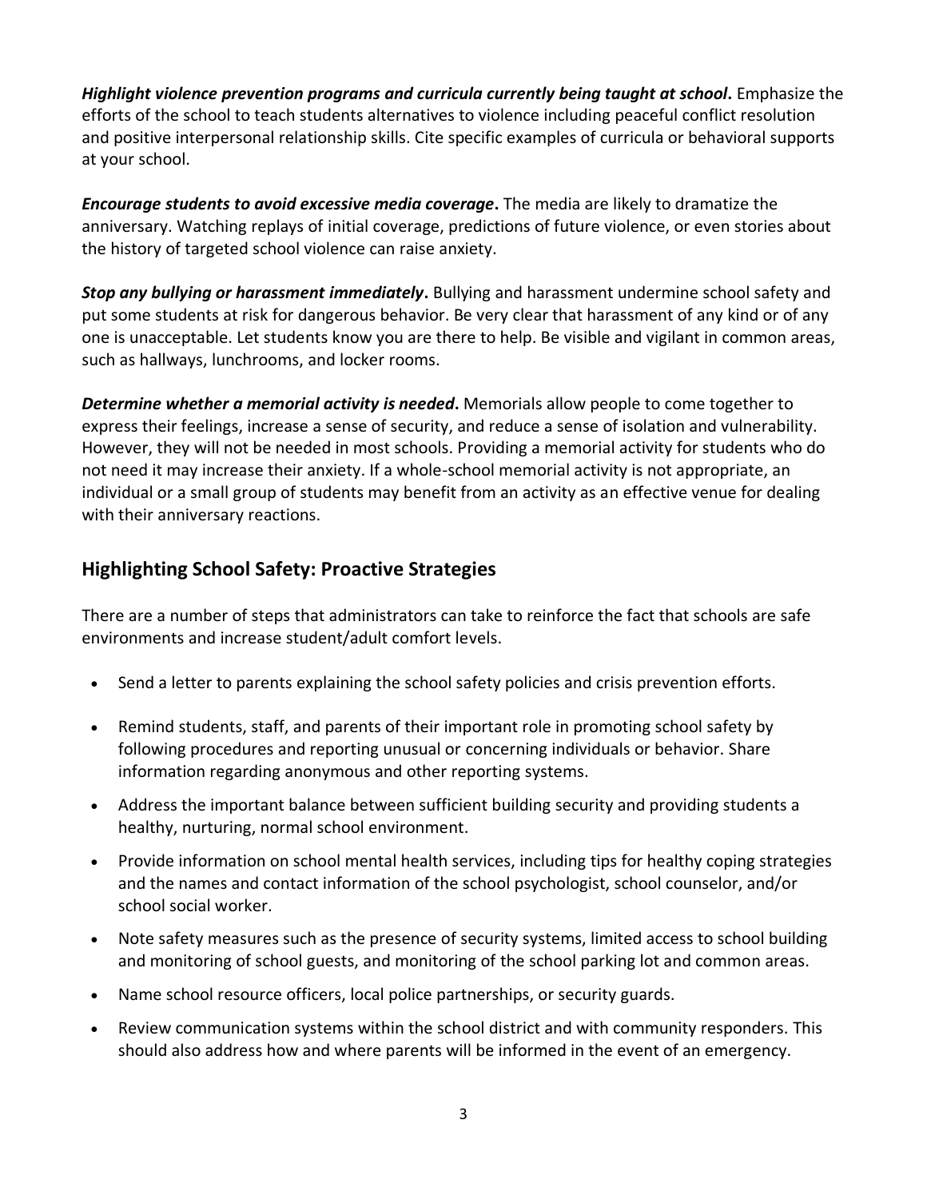***Highlight violence prevention programs and curricula currently being taught at school*.** Emphasize the efforts of the school to teach students alternatives to violence including peaceful conflict resolution and positive interpersonal relationship skills. Cite specific examples of curricula or behavioral supports at your school.

***Encourage students to avoid excessive media coverage*.** The media are likely to dramatize the anniversary. Watching replays of initial coverage, predictions of future violence, or even stories about the history of targeted school violence can raise anxiety.

***Stop any bullying or harassment immediately*.** Bullying and harassment undermine school safety and put some students at risk for dangerous behavior. Be very clear that harassment of any kind or of any one is unacceptable. Let students know you are there to help. Be visible and vigilant in common areas, such as hallways, lunchrooms, and locker rooms.

***Determine whether a memorial activity is needed*.** Memorials allow people to come together to express their feelings, increase a sense of security, and reduce a sense of isolation and vulnerability. However, they will not be needed in most schools. Providing a memorial activity for students who do not need it may increase their anxiety. If a whole-school memorial activity is not appropriate, an individual or a small group of students may benefit from an activity as an effective venue for dealing with their anniversary reactions.

## Highlighting School Safety: Proactive Strategies

There are a number of steps that administrators can take to reinforce the fact that schools are safe environments and increase student/adult comfort levels.

- Send a letter to parents explaining the school safety policies and crisis prevention efforts.
- Remind students, staff, and parents of their important role in promoting school safety by following procedures and reporting unusual or concerning individuals or behavior. Share information regarding anonymous and other reporting systems.
- Address the important balance between sufficient building security and providing students a healthy, nurturing, normal school environment.
- Provide information on school mental health services, including tips for healthy coping strategies and the names and contact information of the school psychologist, school counselor, and/or school social worker.
- Note safety measures such as the presence of security systems, limited access to school building and monitoring of school guests, and monitoring of the school parking lot and common areas.
- Name school resource officers, local police partnerships, or security guards.
- Review communication systems within the school district and with community responders. This should also address how and where parents will be informed in the event of an emergency.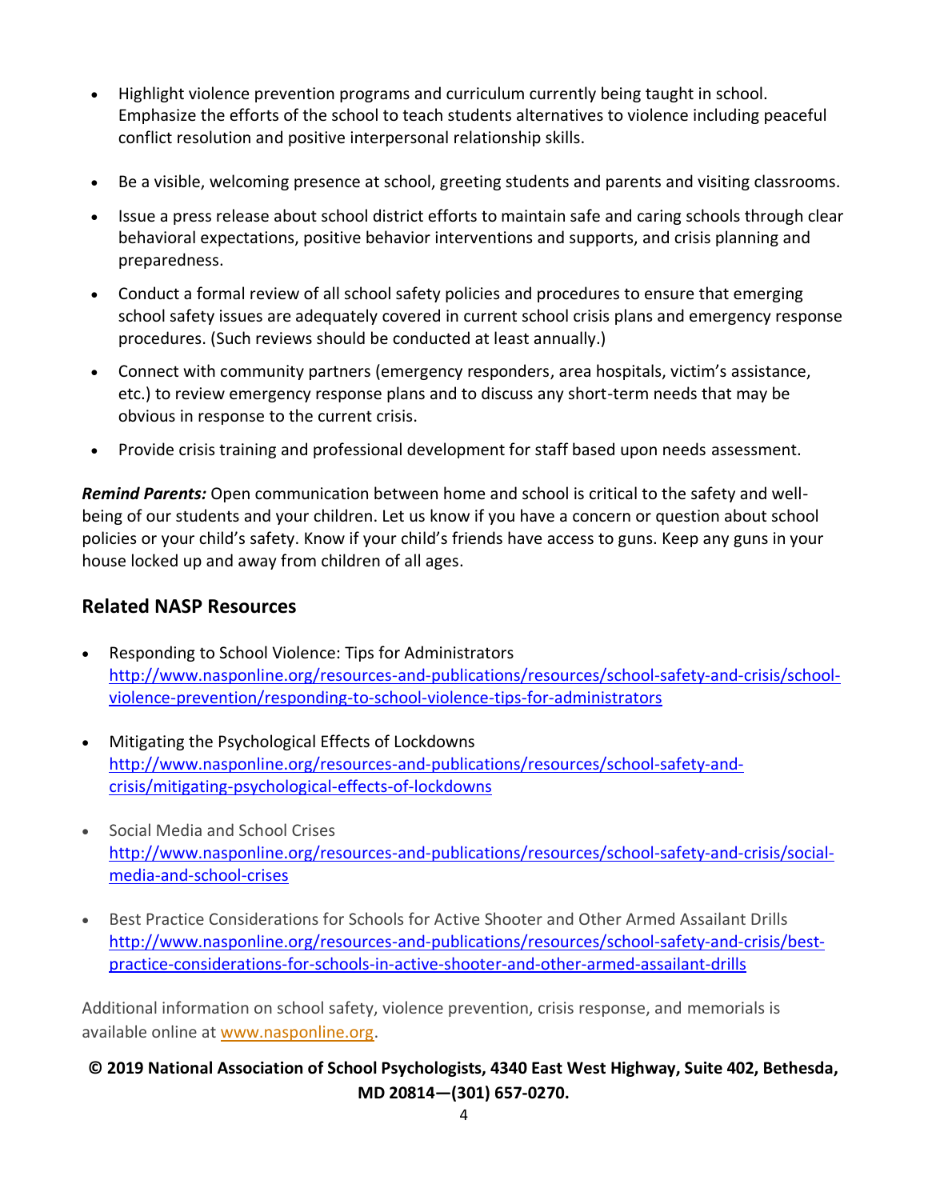- Highlight violence prevention programs and curriculum currently being taught in school. Emphasize the efforts of the school to teach students alternatives to violence including peaceful conflict resolution and positive interpersonal relationship skills.
- Be a visible, welcoming presence at school, greeting students and parents and visiting classrooms.
- Issue a press release about school district efforts to maintain safe and caring schools through clear behavioral expectations, positive behavior interventions and supports, and crisis planning and preparedness.
- Conduct a formal review of all school safety policies and procedures to ensure that emerging school safety issues are adequately covered in current school crisis plans and emergency response procedures. (Such reviews should be conducted at least annually.)
- Connect with community partners (emergency responders, area hospitals, victim's assistance, etc.) to review emergency response plans and to discuss any short-term needs that may be obvious in response to the current crisis.
- Provide crisis training and professional development for staff based upon needs assessment.

***Remind Parents:*** Open communication between home and school is critical to the safety and well-being of our students and your children. Let us know if you have a concern or question about school policies or your child's safety. Know if your child's friends have access to guns. Keep any guns in your house locked up and away from children of all ages.

## Related NASP Resources

- Responding to School Violence: Tips for Administrators
  [http://www.nasponline.org/resources-and-publications/resources/school-safety-and-crisis/school-violence-prevention/responding-to-school-violence-tips-for-administrators](http://www.nasponline.org/resources-and-publications/resources/school-safety-and-crisis/school-violence-prevention/responding-to-school-violence-tips-for-administrators)
- Mitigating the Psychological Effects of Lockdowns
  [http://www.nasponline.org/resources-and-publications/resources/school-safety-and-crisis/mitigating-psychological-effects-of-lockdowns](http://www.nasponline.org/resources-and-publications/resources/school-safety-and-crisis/mitigating-psychological-effects-of-lockdowns)
- Social Media and School Crises
  [http://www.nasponline.org/resources-and-publications/resources/school-safety-and-crisis/social-media-and-school-crises](http://www.nasponline.org/resources-and-publications/resources/school-safety-and-crisis/social-media-and-school-crises)
- Best Practice Considerations for Schools for Active Shooter and Other Armed Assailant Drills
  [http://www.nasponline.org/resources-and-publications/resources/school-safety-and-crisis/best-practice-considerations-for-schools-in-active-shooter-and-other-armed-assailant-drills](http://www.nasponline.org/resources-and-publications/resources/school-safety-and-crisis/best-practice-considerations-for-schools-in-active-shooter-and-other-armed-assailant-drills)

Additional information on school safety, violence prevention, crisis response, and memorials is available online at [www.nasponline.org](http://www.nasponline.org).

**© 2019 National Association of School Psychologists, 4340 East West Highway, Suite 402, Bethesda, MD 20814—(301) 657-0270.**